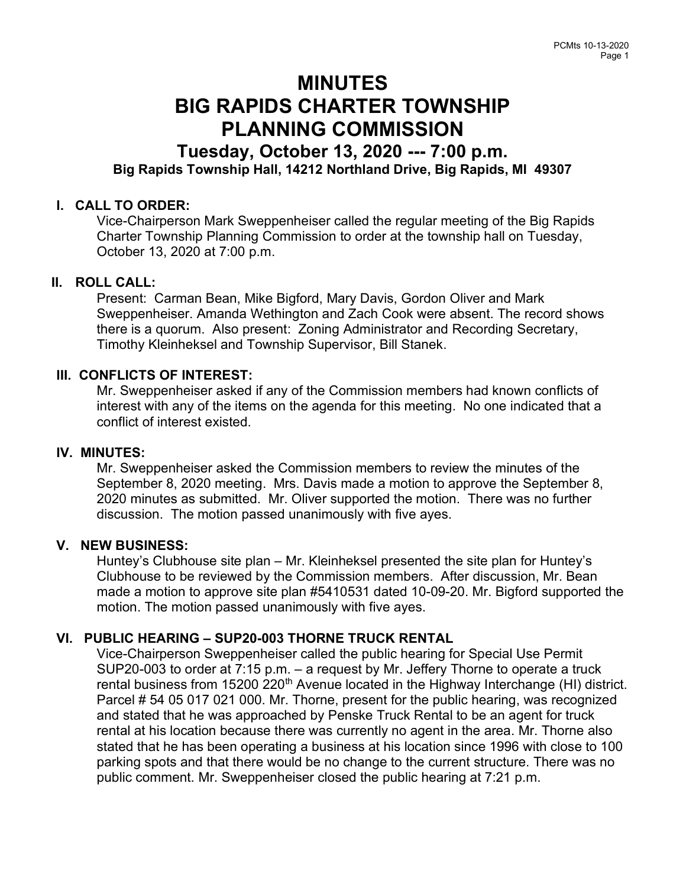# MINUTES
# BIG RAPIDS CHARTER TOWNSHIP
# PLANNING COMMISSION

## Tuesday, October 13, 2020 --- 7:00 p.m.

**Big Rapids Township Hall, 14212 Northland Drive, Big Rapids, MI 49307**

### I. CALL TO ORDER:

Vice-Chairperson Mark Sweppenheiser called the regular meeting of the Big Rapids Charter Township Planning Commission to order at the township hall on Tuesday, October 13, 2020 at 7:00 p.m.

### II. ROLL CALL:

Present: Carman Bean, Mike Bigford, Mary Davis, Gordon Oliver and Mark Sweppenheiser. Amanda Wethington and Zach Cook were absent. The record shows there is a quorum. Also present: Zoning Administrator and Recording Secretary, Timothy Kleinheksel and Township Supervisor, Bill Stanek.

### III. CONFLICTS OF INTEREST:

Mr. Sweppenheiser asked if any of the Commission members had known conflicts of interest with any of the items on the agenda for this meeting. No one indicated that a conflict of interest existed.

### IV. MINUTES:

Mr. Sweppenheiser asked the Commission members to review the minutes of the September 8, 2020 meeting. Mrs. Davis made a motion to approve the September 8, 2020 minutes as submitted. Mr. Oliver supported the motion. There was no further discussion. The motion passed unanimously with five ayes.

### V. NEW BUSINESS:

Huntey's Clubhouse site plan – Mr. Kleinheksel presented the site plan for Huntey's Clubhouse to be reviewed by the Commission members. After discussion, Mr. Bean made a motion to approve site plan #5410531 dated 10-09-20. Mr. Bigford supported the motion. The motion passed unanimously with five ayes.

### VI. PUBLIC HEARING – SUP20-003 THORNE TRUCK RENTAL

Vice-Chairperson Sweppenheiser called the public hearing for Special Use Permit SUP20-003 to order at 7:15 p.m. – a request by Mr. Jeffery Thorne to operate a truck rental business from 15200 220th Avenue located in the Highway Interchange (HI) district. Parcel # 54 05 017 021 000. Mr. Thorne, present for the public hearing, was recognized and stated that he was approached by Penske Truck Rental to be an agent for truck rental at his location because there was currently no agent in the area. Mr. Thorne also stated that he has been operating a business at his location since 1996 with close to 100 parking spots and that there would be no change to the current structure. There was no public comment. Mr. Sweppenheiser closed the public hearing at 7:21 p.m.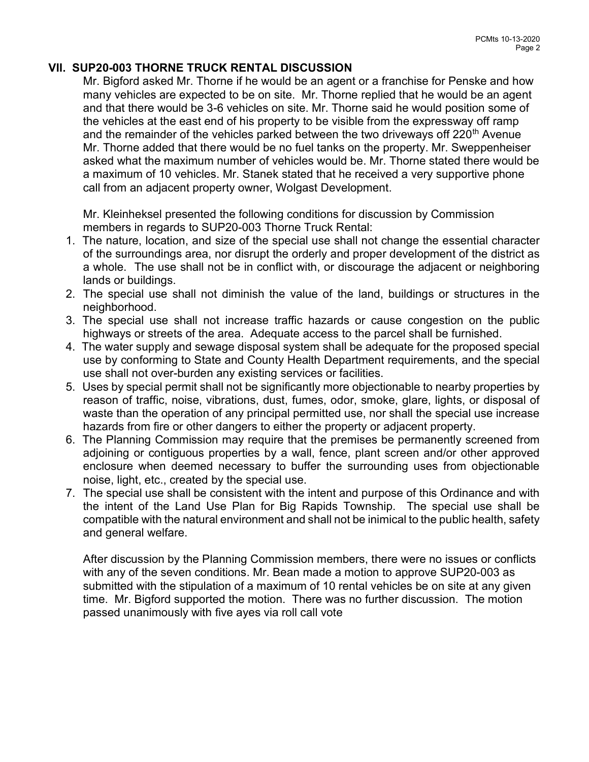## VII. SUP20-003 THORNE TRUCK RENTAL DISCUSSION

Mr. Bigford asked Mr. Thorne if he would be an agent or a franchise for Penske and how many vehicles are expected to be on site. Mr. Thorne replied that he would be an agent and that there would be 3-6 vehicles on site. Mr. Thorne said he would position some of the vehicles at the east end of his property to be visible from the expressway off ramp and the remainder of the vehicles parked between the two driveways off 220th Avenue Mr. Thorne added that there would be no fuel tanks on the property. Mr. Sweppenheiser asked what the maximum number of vehicles would be. Mr. Thorne stated there would be a maximum of 10 vehicles. Mr. Stanek stated that he received a very supportive phone call from an adjacent property owner, Wolgast Development.

Mr. Kleinheksel presented the following conditions for discussion by Commission members in regards to SUP20-003 Thorne Truck Rental:

1. The nature, location, and size of the special use shall not change the essential character of the surroundings area, nor disrupt the orderly and proper development of the district as a whole. The use shall not be in conflict with, or discourage the adjacent or neighboring lands or buildings.
2. The special use shall not diminish the value of the land, buildings or structures in the neighborhood.
3. The special use shall not increase traffic hazards or cause congestion on the public highways or streets of the area. Adequate access to the parcel shall be furnished.
4. The water supply and sewage disposal system shall be adequate for the proposed special use by conforming to State and County Health Department requirements, and the special use shall not over-burden any existing services or facilities.
5. Uses by special permit shall not be significantly more objectionable to nearby properties by reason of traffic, noise, vibrations, dust, fumes, odor, smoke, glare, lights, or disposal of waste than the operation of any principal permitted use, nor shall the special use increase hazards from fire or other dangers to either the property or adjacent property.
6. The Planning Commission may require that the premises be permanently screened from adjoining or contiguous properties by a wall, fence, plant screen and/or other approved enclosure when deemed necessary to buffer the surrounding uses from objectionable noise, light, etc., created by the special use.
7. The special use shall be consistent with the intent and purpose of this Ordinance and with the intent of the Land Use Plan for Big Rapids Township. The special use shall be compatible with the natural environment and shall not be inimical to the public health, safety and general welfare.

After discussion by the Planning Commission members, there were no issues or conflicts with any of the seven conditions. Mr. Bean made a motion to approve SUP20-003 as submitted with the stipulation of a maximum of 10 rental vehicles be on site at any given time. Mr. Bigford supported the motion. There was no further discussion. The motion passed unanimously with five ayes via roll call vote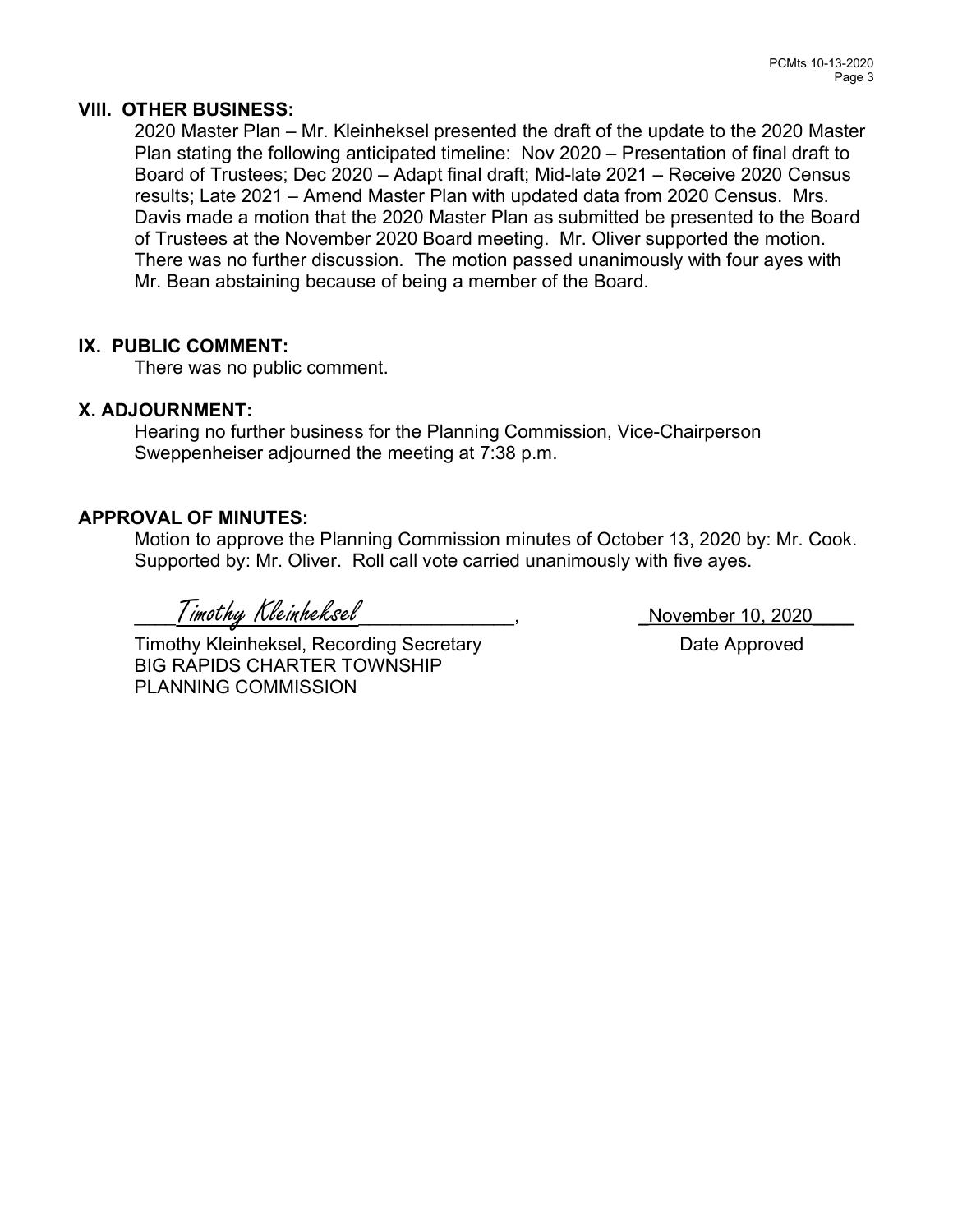## VIII. OTHER BUSINESS:

2020 Master Plan – Mr. Kleinheksel presented the draft of the update to the 2020 Master Plan stating the following anticipated timeline: Nov 2020 – Presentation of final draft to Board of Trustees; Dec 2020 – Adapt final draft; Mid-late 2021 – Receive 2020 Census results; Late 2021 – Amend Master Plan with updated data from 2020 Census. Mrs. Davis made a motion that the 2020 Master Plan as submitted be presented to the Board of Trustees at the November 2020 Board meeting. Mr. Oliver supported the motion. There was no further discussion. The motion passed unanimously with four ayes with Mr. Bean abstaining because of being a member of the Board.

## IX. PUBLIC COMMENT:

There was no public comment.

## X. ADJOURNMENT:

Hearing no further business for the Planning Commission, Vice-Chairperson Sweppenheiser adjourned the meeting at 7:38 p.m.

## APPROVAL OF MINUTES:

Motion to approve the Planning Commission minutes of October 13, 2020 by: Mr. Cook. Supported by: Mr. Oliver. Roll call vote carried unanimously with five ayes.

Timothy Kleinheksel, November 10, 2020

Timothy Kleinheksel, Recording Secretary — Date Approved

BIG RAPIDS CHARTER TOWNSHIP
PLANNING COMMISSION